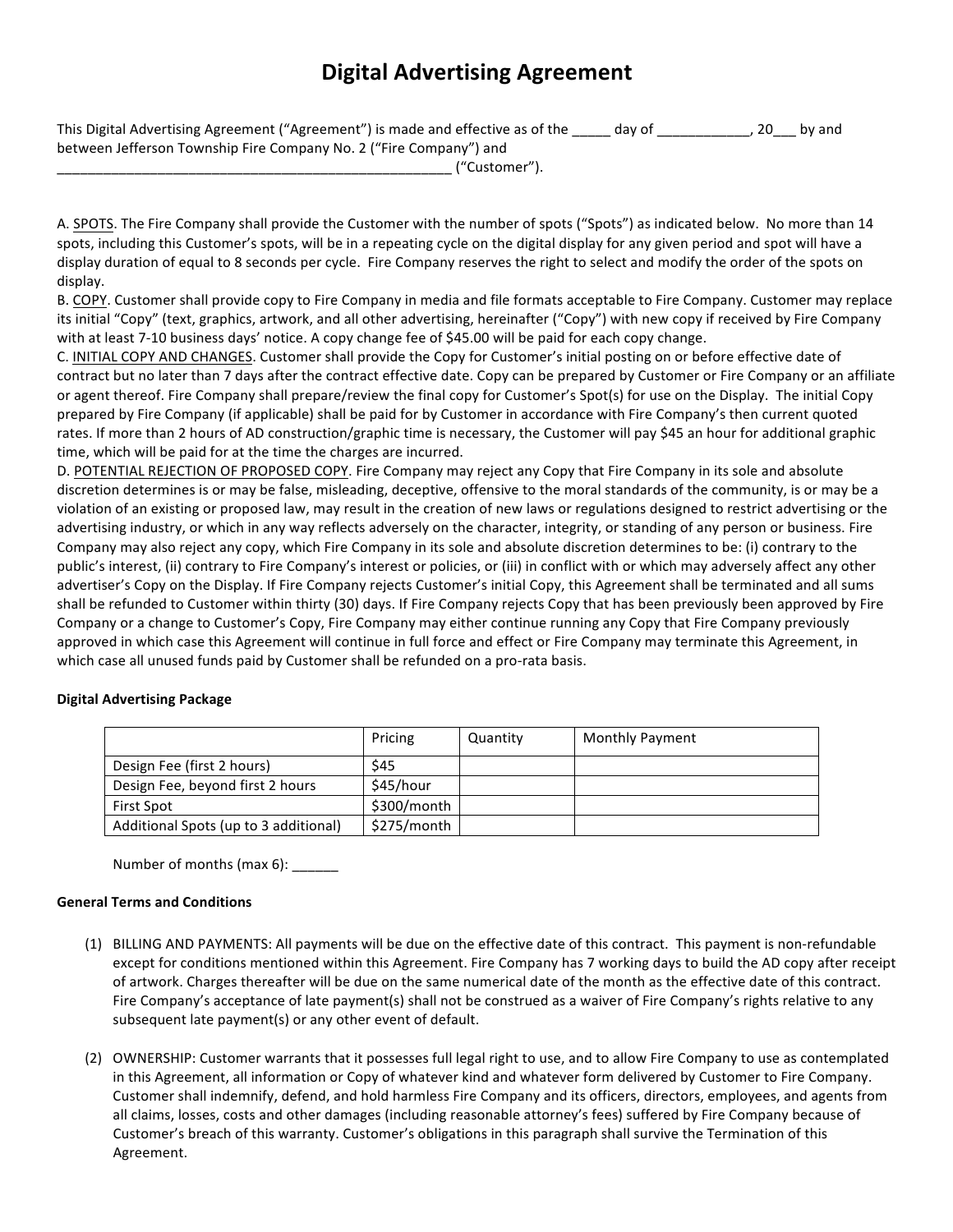# Digital Advertising Agreement

This Digital Advertising Agreement ("Agreement") is made and effective as of the _____ day of ____________, 20___ by and between Jefferson Township Fire Company No. 2 ("Fire Company") and _____________________________________________________ ("Customer").

A. <u>SPOTS</u>. The Fire Company shall provide the Customer with the number of spots ("Spots") as indicated below. No more than 14 spots, including this Customer's spots, will be in a repeating cycle on the digital display for any given period and spot will have a display duration of equal to 8 seconds per cycle. Fire Company reserves the right to select and modify the order of the spots on display.

B. <u>COPY</u>. Customer shall provide copy to Fire Company in media and file formats acceptable to Fire Company. Customer may replace its initial "Copy" (text, graphics, artwork, and all other advertising, hereinafter ("Copy") with new copy if received by Fire Company with at least 7-10 business days' notice. A copy change fee of $45.00 will be paid for each copy change.

C. <u>INITIAL COPY AND CHANGES</u>. Customer shall provide the Copy for Customer's initial posting on or before effective date of contract but no later than 7 days after the contract effective date. Copy can be prepared by Customer or Fire Company or an affiliate or agent thereof. Fire Company shall prepare/review the final copy for Customer's Spot(s) for use on the Display. The initial Copy prepared by Fire Company (if applicable) shall be paid for by Customer in accordance with Fire Company's then current quoted rates. If more than 2 hours of AD construction/graphic time is necessary, the Customer will pay $45 an hour for additional graphic time, which will be paid for at the time the charges are incurred.

D. <u>POTENTIAL REJECTION OF PROPOSED COPY</u>. Fire Company may reject any Copy that Fire Company in its sole and absolute discretion determines is or may be false, misleading, deceptive, offensive to the moral standards of the community, is or may be a violation of an existing or proposed law, may result in the creation of new laws or regulations designed to restrict advertising or the advertising industry, or which in any way reflects adversely on the character, integrity, or standing of any person or business. Fire Company may also reject any copy, which Fire Company in its sole and absolute discretion determines to be: (i) contrary to the public's interest, (ii) contrary to Fire Company's interest or policies, or (iii) in conflict with or which may adversely affect any other advertiser's Copy on the Display. If Fire Company rejects Customer's initial Copy, this Agreement shall be terminated and all sums shall be refunded to Customer within thirty (30) days. If Fire Company rejects Copy that has been previously been approved by Fire Company or a change to Customer's Copy, Fire Company may either continue running any Copy that Fire Company previously approved in which case this Agreement will continue in full force and effect or Fire Company may terminate this Agreement, in which case all unused funds paid by Customer shall be refunded on a pro-rata basis.

**Digital Advertising Package**

| | Pricing | Quantity | Monthly Payment |
|---|---|---|---|
| Design Fee (first 2 hours) | $45 | | |
| Design Fee, beyond first 2 hours | $45/hour | | |
| First Spot | $300/month | | |
| Additional Spots (up to 3 additional) | $275/month | | |

Number of months (max 6): ______

**General Terms and Conditions**

(1) BILLING AND PAYMENTS: All payments will be due on the effective date of this contract. This payment is non-refundable except for conditions mentioned within this Agreement. Fire Company has 7 working days to build the AD copy after receipt of artwork. Charges thereafter will be due on the same numerical date of the month as the effective date of this contract. Fire Company's acceptance of late payment(s) shall not be construed as a waiver of Fire Company's rights relative to any subsequent late payment(s) or any other event of default.

(2) OWNERSHIP: Customer warrants that it possesses full legal right to use, and to allow Fire Company to use as contemplated in this Agreement, all information or Copy of whatever kind and whatever form delivered by Customer to Fire Company. Customer shall indemnify, defend, and hold harmless Fire Company and its officers, directors, employees, and agents from all claims, losses, costs and other damages (including reasonable attorney's fees) suffered by Fire Company because of Customer's breach of this warranty. Customer's obligations in this paragraph shall survive the Termination of this Agreement.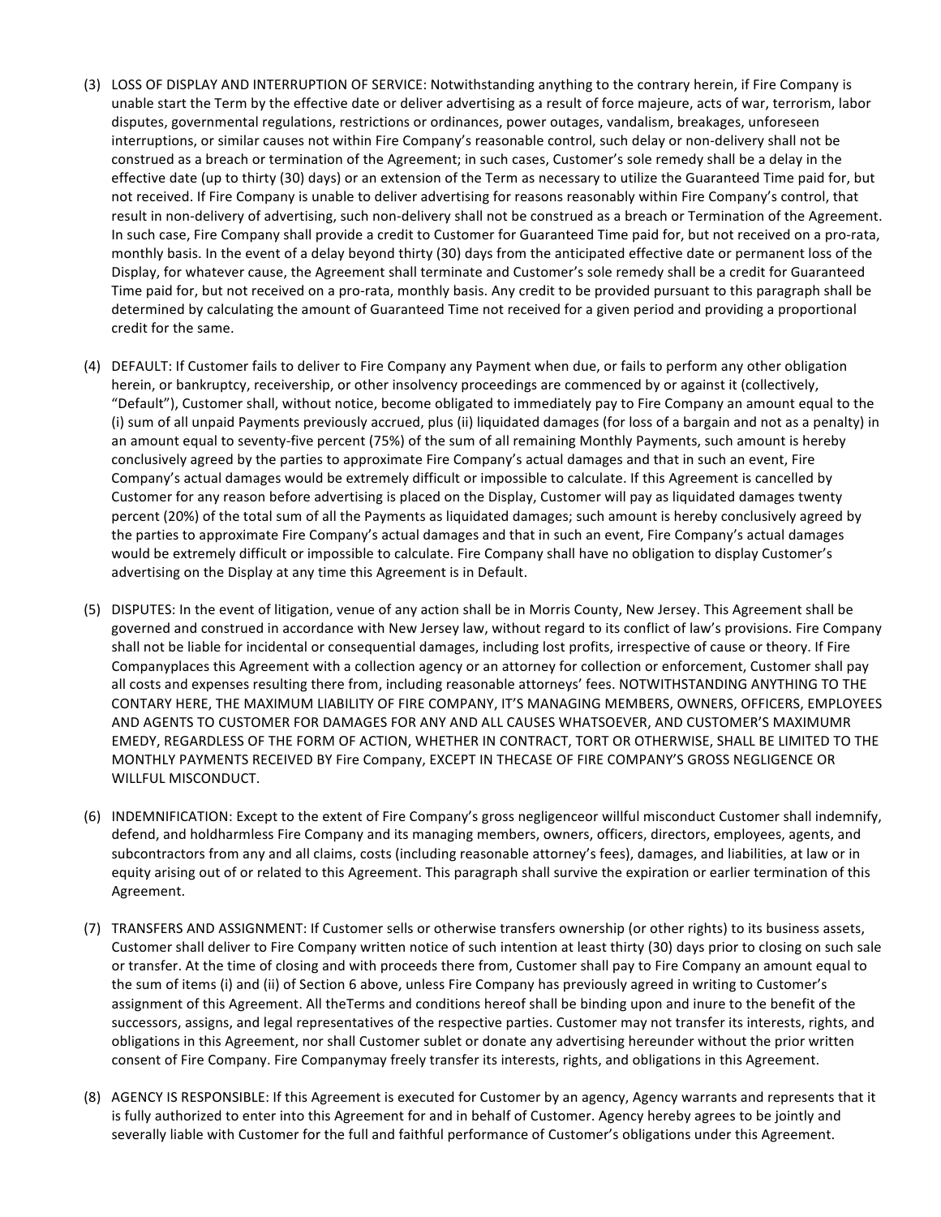(3) LOSS OF DISPLAY AND INTERRUPTION OF SERVICE: Notwithstanding anything to the contrary herein, if Fire Company is unable start the Term by the effective date or deliver advertising as a result of force majeure, acts of war, terrorism, labor disputes, governmental regulations, restrictions or ordinances, power outages, vandalism, breakages, unforeseen interruptions, or similar causes not within Fire Company's reasonable control, such delay or non-delivery shall not be construed as a breach or termination of the Agreement; in such cases, Customer's sole remedy shall be a delay in the effective date (up to thirty (30) days) or an extension of the Term as necessary to utilize the Guaranteed Time paid for, but not received. If Fire Company is unable to deliver advertising for reasons reasonably within Fire Company's control, that result in non-delivery of advertising, such non-delivery shall not be construed as a breach or Termination of the Agreement. In such case, Fire Company shall provide a credit to Customer for Guaranteed Time paid for, but not received on a pro-rata, monthly basis. In the event of a delay beyond thirty (30) days from the anticipated effective date or permanent loss of the Display, for whatever cause, the Agreement shall terminate and Customer's sole remedy shall be a credit for Guaranteed Time paid for, but not received on a pro-rata, monthly basis. Any credit to be provided pursuant to this paragraph shall be determined by calculating the amount of Guaranteed Time not received for a given period and providing a proportional credit for the same.

(4) DEFAULT: If Customer fails to deliver to Fire Company any Payment when due, or fails to perform any other obligation herein, or bankruptcy, receivership, or other insolvency proceedings are commenced by or against it (collectively, "Default"), Customer shall, without notice, become obligated to immediately pay to Fire Company an amount equal to the (i) sum of all unpaid Payments previously accrued, plus (ii) liquidated damages (for loss of a bargain and not as a penalty) in an amount equal to seventy-five percent (75%) of the sum of all remaining Monthly Payments, such amount is hereby conclusively agreed by the parties to approximate Fire Company's actual damages and that in such an event, Fire Company's actual damages would be extremely difficult or impossible to calculate. If this Agreement is cancelled by Customer for any reason before advertising is placed on the Display, Customer will pay as liquidated damages twenty percent (20%) of the total sum of all the Payments as liquidated damages; such amount is hereby conclusively agreed by the parties to approximate Fire Company's actual damages and that in such an event, Fire Company's actual damages would be extremely difficult or impossible to calculate. Fire Company shall have no obligation to display Customer's advertising on the Display at any time this Agreement is in Default.

(5) DISPUTES: In the event of litigation, venue of any action shall be in Morris County, New Jersey. This Agreement shall be governed and construed in accordance with New Jersey law, without regard to its conflict of law's provisions. Fire Company shall not be liable for incidental or consequential damages, including lost profits, irrespective of cause or theory. If Fire Companyplaces this Agreement with a collection agency or an attorney for collection or enforcement, Customer shall pay all costs and expenses resulting there from, including reasonable attorneys' fees. NOTWITHSTANDING ANYTHING TO THE CONTARY HERE, THE MAXIMUM LIABILITY OF FIRE COMPANY, IT'S MANAGING MEMBERS, OWNERS, OFFICERS, EMPLOYEES AND AGENTS TO CUSTOMER FOR DAMAGES FOR ANY AND ALL CAUSES WHATSOEVER, AND CUSTOMER'S MAXIMUMR EMEDY, REGARDLESS OF THE FORM OF ACTION, WHETHER IN CONTRACT, TORT OR OTHERWISE, SHALL BE LIMITED TO THE MONTHLY PAYMENTS RECEIVED BY Fire Company, EXCEPT IN THECASE OF FIRE COMPANY'S GROSS NEGLIGENCE OR WILLFUL MISCONDUCT.

(6) INDEMNIFICATION: Except to the extent of Fire Company's gross negligenceor willful misconduct Customer shall indemnify, defend, and holdharmless Fire Company and its managing members, owners, officers, directors, employees, agents, and subcontractors from any and all claims, costs (including reasonable attorney's fees), damages, and liabilities, at law or in equity arising out of or related to this Agreement. This paragraph shall survive the expiration or earlier termination of this Agreement.

(7) TRANSFERS AND ASSIGNMENT: If Customer sells or otherwise transfers ownership (or other rights) to its business assets, Customer shall deliver to Fire Company written notice of such intention at least thirty (30) days prior to closing on such sale or transfer. At the time of closing and with proceeds there from, Customer shall pay to Fire Company an amount equal to the sum of items (i) and (ii) of Section 6 above, unless Fire Company has previously agreed in writing to Customer's assignment of this Agreement. All theTerms and conditions hereof shall be binding upon and inure to the benefit of the successors, assigns, and legal representatives of the respective parties. Customer may not transfer its interests, rights, and obligations in this Agreement, nor shall Customer sublet or donate any advertising hereunder without the prior written consent of Fire Company. Fire Companymay freely transfer its interests, rights, and obligations in this Agreement.

(8) AGENCY IS RESPONSIBLE: If this Agreement is executed for Customer by an agency, Agency warrants and represents that it is fully authorized to enter into this Agreement for and in behalf of Customer. Agency hereby agrees to be jointly and severally liable with Customer for the full and faithful performance of Customer's obligations under this Agreement.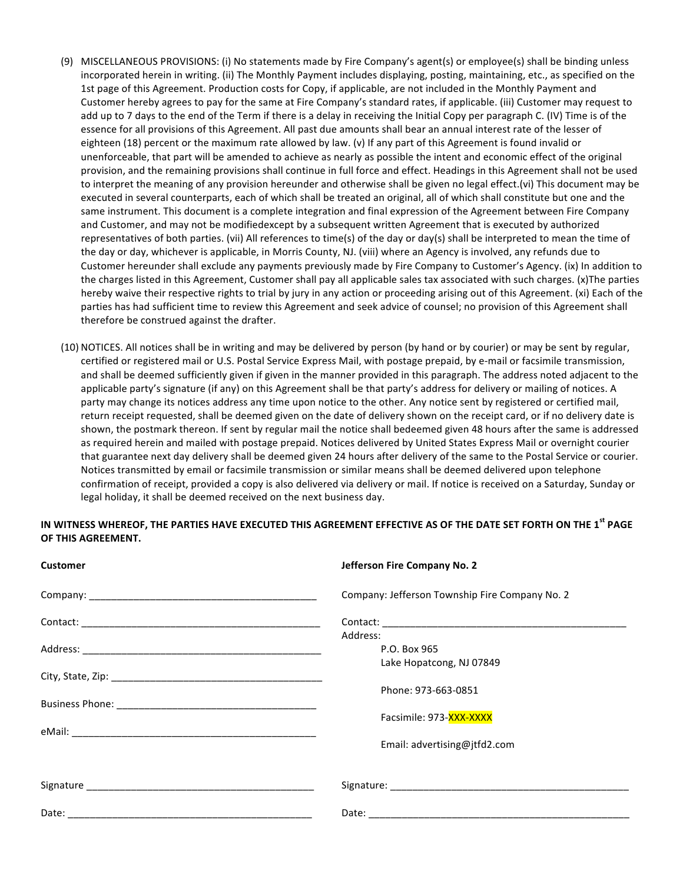(9) MISCELLANEOUS PROVISIONS: (i) No statements made by Fire Company's agent(s) or employee(s) shall be binding unless incorporated herein in writing. (ii) The Monthly Payment includes displaying, posting, maintaining, etc., as specified on the 1st page of this Agreement. Production costs for Copy, if applicable, are not included in the Monthly Payment and Customer hereby agrees to pay for the same at Fire Company's standard rates, if applicable. (iii) Customer may request to add up to 7 days to the end of the Term if there is a delay in receiving the Initial Copy per paragraph C. (IV) Time is of the essence for all provisions of this Agreement. All past due amounts shall bear an annual interest rate of the lesser of eighteen (18) percent or the maximum rate allowed by law. (v) If any part of this Agreement is found invalid or unenforceable, that part will be amended to achieve as nearly as possible the intent and economic effect of the original provision, and the remaining provisions shall continue in full force and effect. Headings in this Agreement shall not be used to interpret the meaning of any provision hereunder and otherwise shall be given no legal effect.(vi) This document may be executed in several counterparts, each of which shall be treated an original, all of which shall constitute but one and the same instrument. This document is a complete integration and final expression of the Agreement between Fire Company and Customer, and may not be modifiedexcept by a subsequent written Agreement that is executed by authorized representatives of both parties. (vii) All references to time(s) of the day or day(s) shall be interpreted to mean the time of the day or day, whichever is applicable, in Morris County, NJ. (viii) where an Agency is involved, any refunds due to Customer hereunder shall exclude any payments previously made by Fire Company to Customer's Agency. (ix) In addition to the charges listed in this Agreement, Customer shall pay all applicable sales tax associated with such charges. (x)The parties hereby waive their respective rights to trial by jury in any action or proceeding arising out of this Agreement. (xi) Each of the parties has had sufficient time to review this Agreement and seek advice of counsel; no provision of this Agreement shall therefore be construed against the drafter.

(10) NOTICES. All notices shall be in writing and may be delivered by person (by hand or by courier) or may be sent by regular, certified or registered mail or U.S. Postal Service Express Mail, with postage prepaid, by e-mail or facsimile transmission, and shall be deemed sufficiently given if given in the manner provided in this paragraph. The address noted adjacent to the applicable party's signature (if any) on this Agreement shall be that party's address for delivery or mailing of notices. A party may change its notices address any time upon notice to the other. Any notice sent by registered or certified mail, return receipt requested, shall be deemed given on the date of delivery shown on the receipt card, or if no delivery date is shown, the postmark thereon. If sent by regular mail the notice shall bedeemed given 48 hours after the same is addressed as required herein and mailed with postage prepaid. Notices delivered by United States Express Mail or overnight courier that guarantee next day delivery shall be deemed given 24 hours after delivery of the same to the Postal Service or courier. Notices transmitted by email or facsimile transmission or similar means shall be deemed delivered upon telephone confirmation of receipt, provided a copy is also delivered via delivery or mail. If notice is received on a Saturday, Sunday or legal holiday, it shall be deemed received on the next business day.

**IN WITNESS WHEREOF, THE PARTIES HAVE EXECUTED THIS AGREEMENT EFFECTIVE AS OF THE DATE SET FORTH ON THE 1st PAGE OF THIS AGREEMENT.**

**Customer**

Company: ________________________________________

Contact: ________________________________________

Address: ________________________________________

City, State, Zip: ________________________________________

Business Phone: ________________________________________

eMail: ________________________________________

Signature ________________________________________

Date: ________________________________________

**Jefferson Fire Company No. 2**

Company: Jefferson Township Fire Company No. 2

Contact: ________________________________________

Address:
P.O. Box 965
Lake Hopatcong, NJ 07849

Phone: 973-663-0851

Facsimile: 973-XXX-XXXX

Email: advertising@jtfd2.com

Signature: ________________________________________

Date: ________________________________________